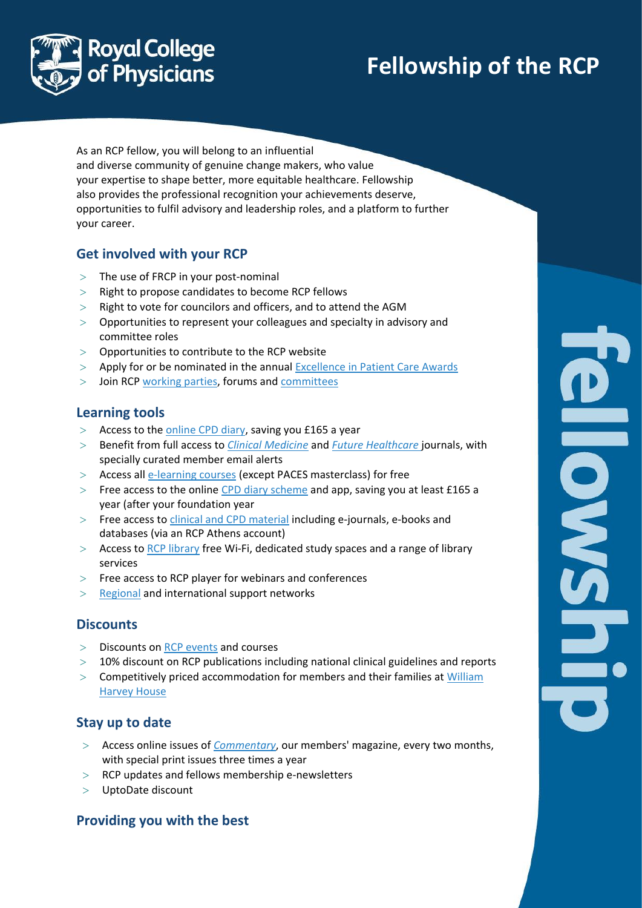# Fellowship of the RCP

As an RCP fellow, you will belong to an influential and diverse community of genuine change makers, who value your expertise to shape better, more equitable healthcare. Fellowship also provides the professional recognition your achievements deserve, opportunities to fulfil advisory and leadership roles, and a platform to further your career.

## Get involved with your RCP

- The use of FRCP in your post-nominal
- Right to propose candidates to become RCP fellows
- Right to vote for councilors and officers, and to attend the AGM
- Opportunities to represent your colleagues and specialty in advisory and committee roles
- Opportunities to contribute to the RCP website
- Apply for or be nominated in the annual Excellence in Patient Care Awards
- Join RCP working parties, forums and committees

## Learning tools

- Access to the online CPD diary, saving you £165 a year
- Benefit from full access to *Clinical Medicine* and *Future Healthcare* journals, with specially curated member email alerts
- Access all e-learning courses (except PACES masterclass) for free
- Free access to the online CPD diary scheme and app, saving you at least £165 a year (after your foundation year
- Free access to clinical and CPD material including e-journals, e-books and databases (via an RCP Athens account)
- Access to RCP library free Wi-Fi, dedicated study spaces and a range of library services
- Free access to RCP player for webinars and conferences
- Regional and international support networks

## Discounts

- Discounts on RCP events and courses
- 10% discount on RCP publications including national clinical guidelines and reports
- Competitively priced accommodation for members and their families at William Harvey House

## Stay up to date

- Access online issues of *Commentary*, our members' magazine, every two months, with special print issues three times a year
- RCP updates and fellows membership e-newsletters
- UptoDate discount

## Providing you with the best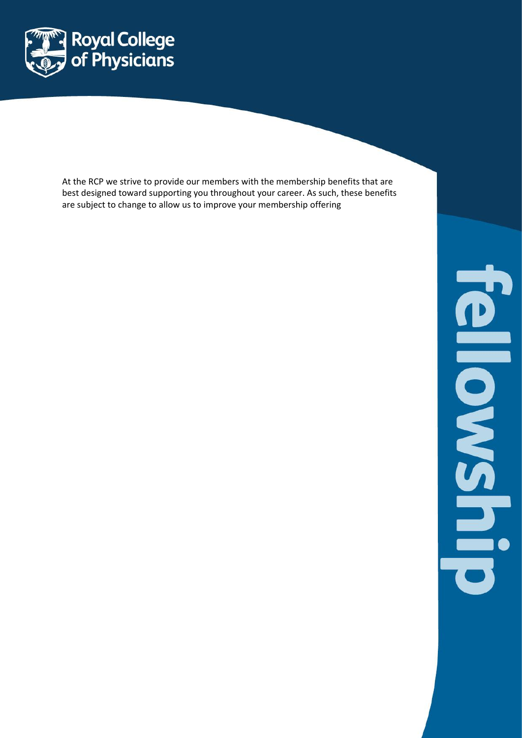Royal College of Physicians

At the RCP we strive to provide our members with the membership benefits that are best designed toward supporting you throughout your career. As such, these benefits are subject to change to allow us to improve your membership offering

fellowship